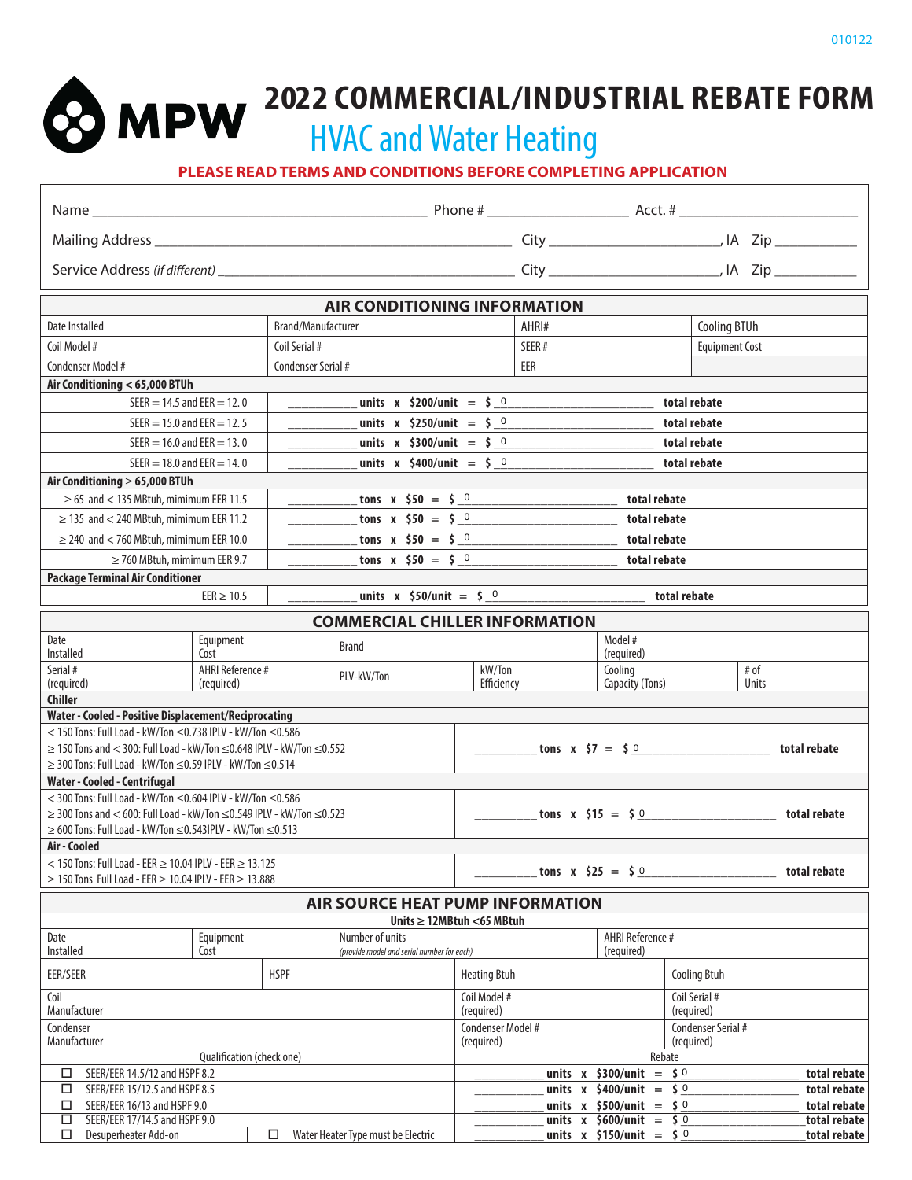MPW

# 2022 COMMERCIAL/INDUSTRIAL REBATE FORM

## HVAC and Water Heating

**PLEASE READ TERMS AND CONDITIONS BEFORE COMPLETING APPLICATION**

Name ____________________ Phone # ____________ Acct. # ____________

Mailing Address ____________________ City ____________, IA Zip ________

Service Address *(if different)* ____________________ City ____________, IA Zip ________

## AIR CONDITIONING INFORMATION

| Date Installed | Brand/Manufacturer | AHRI# | Cooling BTUh |
|---|---|---|---|
| Coil Model # | Coil Serial # | SEER # | Equipment Cost |
| Condenser Model # | Condenser Serial # | EER | |

**Air Conditioning < 65,000 BTUh**

| Qualification | Rebate |
|---|---|
| SEER = 14.5 and EER = 12.0 | ________ **units x $200/unit = $** 0 ________ **total rebate** |
| SEER = 15.0 and EER = 12.5 | ________ **units x $250/unit = $** 0 ________ **total rebate** |
| SEER = 16.0 and EER = 13.0 | ________ **units x $300/unit = $** 0 ________ **total rebate** |
| SEER = 18.0 and EER = 14.0 | ________ **units x $400/unit = $** 0 ________ **total rebate** |

**Air Conditioning ≥ 65,000 BTUh**

| Qualification | Rebate |
|---|---|
| ≥ 65 and < 135 MBtuh, mimimum EER 11.5 | ________ **tons x $50 = $** 0 ________ **total rebate** |
| ≥ 135 and < 240 MBtuh, mimimum EER 11.2 | ________ **tons x $50 = $** 0 ________ **total rebate** |
| ≥ 240 and < 760 MBtuh, mimimum EER 10.0 | ________ **tons x $50 = $** 0 ________ **total rebate** |
| ≥ 760 MBtuh, mimimum EER 9.7 | ________ **tons x $50 = $** 0 ________ **total rebate** |

**Package Terminal Air Conditioner**

| Qualification | Rebate |
|---|---|
| EER ≥ 10.5 | ________ **units x $50/unit = $** 0 ________ **total rebate** |

## COMMERCIAL CHILLER INFORMATION

| Date Installed | Equipment Cost | Brand | | Model # (required) | |
|---|---|---|---|---|---|
| Serial # (required) | AHRI Reference # (required) | PLV-kW/Ton | kW/Ton Efficiency | Cooling Capacity (Tons) | # of Units |

**Chiller**

**Water - Cooled - Positive Displacement/Reciprocating**

| Qualification | Rebate |
|---|---|
| < 150 Tons: Full Load - kW/Ton ≤0.738 IPLV - kW/Ton ≤0.586<br>≥ 150 Tons and < 300: Full Load - kW/Ton ≤0.648 IPLV - kW/Ton ≤0.552<br>≥ 300 Tons: Full Load - kW/Ton ≤0.59 IPLV - kW/Ton ≤0.514 | ________ **tons x $7 = $** 0 ________ **total rebate** |

**Water - Cooled - Centrifugal**

| Qualification | Rebate |
|---|---|
| < 300 Tons: Full Load - kW/Ton ≤0.604 IPLV - kW/Ton ≤0.586<br>≥ 300 Tons and < 600: Full Load - kW/Ton ≤0.549 IPLV - kW/Ton ≤0.523<br>≥ 600 Tons: Full Load - kW/Ton ≤0.543IPLV - kW/Ton ≤0.513 | ________ **tons x $15 = $** 0 ________ **total rebate** |

**Air - Cooled**

| Qualification | Rebate |
|---|---|
| < 150 Tons: Full Load - EER ≥ 10.04 IPLV - EER ≥ 13.125<br>≥ 150 Tons Full Load - EER ≥ 10.04 IPLV - EER ≥ 13.888 | ________ **tons x $25 = $** 0 ________ **total rebate** |

## AIR SOURCE HEAT PUMP INFORMATION

**Units ≥ 12MBtuh <65 MBtuh**

| Date Installed | Equipment Cost | Number of units *(provide model and serial number for each)* | AHRI Reference # (required) |
|---|---|---|---|
| EER/SEER | HSPF | Heating Btuh | Cooling Btuh |
| Coil Manufacturer | | Coil Model # (required) | Coil Serial # (required) |
| Condenser Manufacturer | | Condenser Model # (required) | Condenser Serial # (required) |

| Qualification (check one) | Rebate |
|---|---|
| ☐ SEER/EER 14.5/12 and HSPF 8.2 | ________ **units x $300/unit = $** 0 ________ **total rebate** |
| ☐ SEER/EER 15/12.5 and HSPF 8.5 | ________ **units x $400/unit = $** 0 ________ **total rebate** |
| ☐ SEER/EER 16/13 and HSPF 9.0 | ________ **units x $500/unit = $** 0 ________ **total rebate** |
| ☐ SEER/EER 17/14.5 and HSPF 9.0 | ________ **units x $600/unit = $** 0 ________ **total rebate** |
| ☐ Desuperheater Add-on ☐ Water Heater Type must be Electric | ________ **units x $150/unit = $** 0 ________ **total rebate** |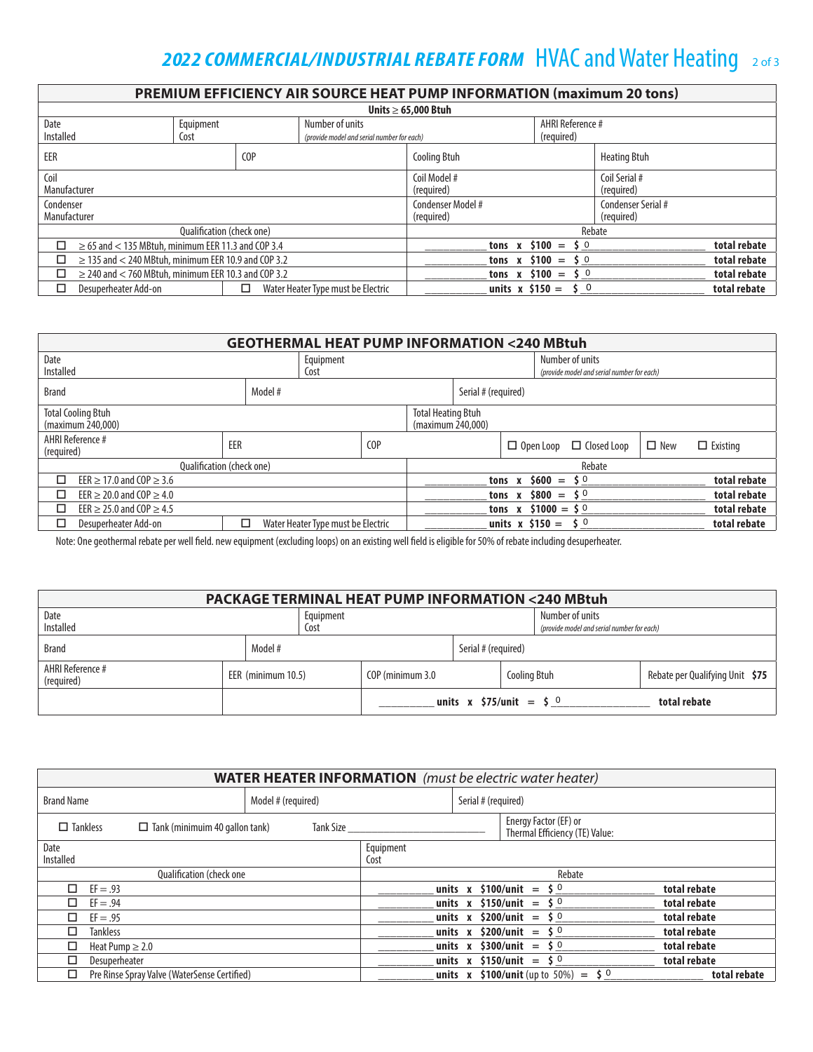# 2022 COMMERCIAL/INDUSTRIAL REBATE FORM HVAC and Water Heating

| PREMIUM EFFICIENCY AIR SOURCE HEAT PUMP INFORMATION (maximum 20 tons) | | | |
|---|---|---|---|
| Units ≥ 65,000 Btuh | | | |
| Date Installed | Equipment Cost | Number of units *(provide model and serial number for each)* | AHRI Reference # (required) |
| EER | COP | Cooling Btuh | Heating Btuh |
| Coil Manufacturer | | Coil Model # (required) | Coil Serial # (required) |
| Condenser Manufacturer | | Condenser Model # (required) | Condenser Serial # (required) |
| **Qualification (check one)** | | **Rebate** | |
| ☐ ≥ 65 and < 135 MBtuh, minimum EER 11.3 and COP 3.4 | | ________ **tons x $100 = $** 0 ________ | **total rebate** |
| ☐ ≥ 135 and < 240 MBtuh, minimum EER 10.9 and COP 3.2 | | ________ **tons x $100 = $** 0 ________ | **total rebate** |
| ☐ ≥ 240 and < 760 MBtuh, minimum EER 10.3 and COP 3.2 | | ________ **tons x $100 = $** 0 ________ | **total rebate** |
| ☐ Desuperheater Add-on | ☐ Water Heater Type must be Electric | ________ **units x $150 = $** 0 ________ | **total rebate** |

| GEOTHERMAL HEAT PUMP INFORMATION <240 MBtuh | | | |
|---|---|---|---|
| Date Installed | Equipment Cost | Number of units *(provide model and serial number for each)* | |
| Brand | Model # | Serial # (required) | |
| Total Cooling Btuh (maximum 240,000) | | Total Heating Btuh (maximum 240,000) | |
| AHRI Reference # (required) | EER | COP | ☐ Open Loop ☐ Closed Loop ☐ New ☐ Existing |
| **Qualification (check one)** | | **Rebate** | |
| ☐ EER ≥ 17.0 and COP ≥ 3.6 | | ________ **tons x $600 = $** 0 ________ | **total rebate** |
| ☐ EER ≥ 20.0 and COP ≥ 4.0 | | ________ **tons x $800 = $** 0 ________ | **total rebate** |
| ☐ EER ≥ 25.0 and COP ≥ 4.5 | | ________ **tons x $1000 = $** 0 ________ | **total rebate** |
| ☐ Desuperheater Add-on | ☐ Water Heater Type must be Electric | ________ **units x $150 = $** 0 ________ | **total rebate** |

Note: One geothermal rebate per well field. new equipment (excluding loops) on an existing well field is eligible for 50% of rebate including desuperheater.

| PACKAGE TERMINAL HEAT PUMP INFORMATION <240 MBtuh | | | | |
|---|---|---|---|---|
| Date Installed | | Equipment Cost | Number of units *(provide model and serial number for each)* | |
| Brand | Model # | | Serial # (required) | |
| AHRI Reference # (required) | EER (minimum 10.5) | COP (minimum 3.0 | Cooling Btuh | Rebate per Qualifying Unit **$75** |
| | | ________ **units x $75/unit = $** 0 ________ | | **total rebate** |

| WATER HEATER INFORMATION *(must be electric water heater)* | | | |
|---|---|---|---|
| Brand Name | Model # (required) | Serial # (required) | |
| ☐ Tankless ☐ Tank (minimium 40 gallon tank) | Tank Size ________ | Energy Factor (EF) or Thermal Efficiency (TE) Value: | |
| Date Installed | | Equipment Cost | |
| **Qualification (check one** | | **Rebate** | |
| ☐ EF = .93 | | ________ **units x $100/unit = $** 0 ________ | **total rebate** |
| ☐ EF = .94 | | ________ **units x $150/unit = $** 0 ________ | **total rebate** |
| ☐ EF = .95 | | ________ **units x $200/unit = $** 0 ________ | **total rebate** |
| ☐ Tankless | | ________ **units x $200/unit = $** 0 ________ | **total rebate** |
| ☐ Heat Pump ≥ 2.0 | | ________ **units x $300/unit = $** 0 ________ | **total rebate** |
| ☐ Desuperheater | | ________ **units x $150/unit = $** 0 ________ | **total rebate** |
| ☐ Pre Rinse Spray Valve (WaterSense Certified) | | ________ **units x $100/unit** (up to 50%) **= $** 0 ________ | **total rebate** |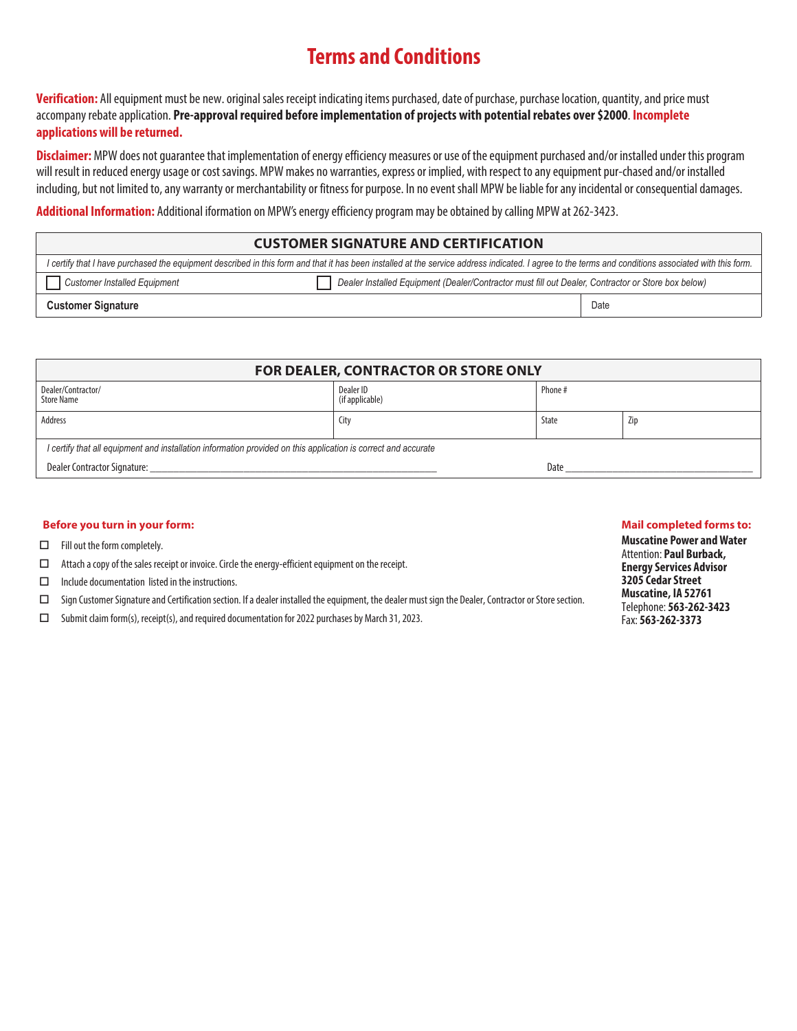# Terms and Conditions

**Verification:** All equipment must be new. original sales receipt indicating items purchased, date of purchase, purchase location, quantity, and price must accompany rebate application. **Pre-approval required before implementation of projects with potential rebates over $2000**. **Incomplete applications will be returned.**

**Disclaimer:** MPW does not guarantee that implementation of energy efficiency measures or use of the equipment purchased and/or installed under this program will result in reduced energy usage or cost savings. MPW makes no warranties, express or implied, with respect to any equipment pur-chased and/or installed including, but not limited to, any warranty or merchantability or fitness for purpose. In no event shall MPW be liable for any incidental or consequential damages.

**Additional Information:** Additional iformation on MPW's energy efficiency program may be obtained by calling MPW at 262-3423.

| CUSTOMER SIGNATURE AND CERTIFICATION | |
|---|---|
| *I certify that I have purchased the equipment described in this form and that it has been installed at the service address indicated. I agree to the terms and conditions associated with this form.* | |
| ☐ *Customer Installed Equipment* | ☐ *Dealer Installed Equipment (Dealer/Contractor must fill out Dealer, Contractor or Store box below)* |
| **Customer Signature** | Date |

| FOR DEALER, CONTRACTOR OR STORE ONLY | | | |
|---|---|---|---|
| Dealer/Contractor/ Store Name | Dealer ID (if applicable) | Phone # | |
| Address | City | State | Zip |
| *I certify that all equipment and installation information provided on this application is correct and accurate* | | | |
| Dealer Contractor Signature: ____________________ | | Date ____________ | |

**Before you turn in your form:**

- ☐ Fill out the form completely.
- ☐ Attach a copy of the sales receipt or invoice. Circle the energy-efficient equipment on the receipt.
- ☐ Include documentation listed in the instructions.
- ☐ Sign Customer Signature and Certification section. If a dealer installed the equipment, the dealer must sign the Dealer, Contractor or Store section.
- ☐ Submit claim form(s), receipt(s), and required documentation for 2022 purchases by March 31, 2023.

**Mail completed forms to:**

**Muscatine Power and Water**
Attention: **Paul Burback, Energy Services Advisor**
**3205 Cedar Street**
**Muscatine, IA 52761**
Telephone: **563-262-3423**
Fax: **563-262-3373**